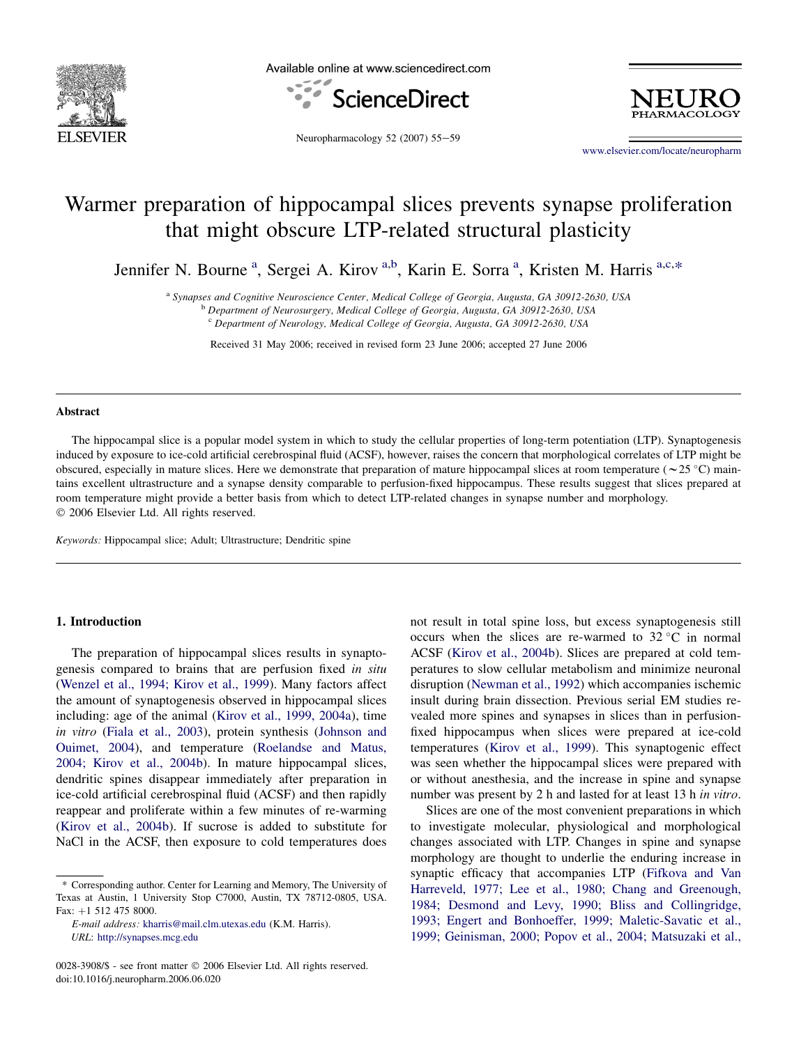# Warmer preparation of hippocampal slices prevents synapse proliferation that might obscure LTP-related structural plasticity

Jennifer N. Bourne [a], Sergei A. Kirov [a,b], Karin E. Sorra [a], Kristen M. Harris [a,c,*]

[a] *Synapses and Cognitive Neuroscience Center, Medical College of Georgia, Augusta, GA 30912-2630, USA*
[b] *Department of Neurosurgery, Medical College of Georgia, Augusta, GA 30912-2630, USA*
[c] *Department of Neurology, Medical College of Georgia, Augusta, GA 30912-2630, USA*

Received 31 May 2006; received in revised form 23 June 2006; accepted 27 June 2006

## Abstract

The hippocampal slice is a popular model system in which to study the cellular properties of long-term potentiation (LTP). Synaptogenesis induced by exposure to ice-cold artificial cerebrospinal fluid (ACSF), however, raises the concern that morphological correlates of LTP might be obscured, especially in mature slices. Here we demonstrate that preparation of mature hippocampal slices at room temperature (~25 °C) maintains excellent ultrastructure and a synapse density comparable to perfusion-fixed hippocampus. These results suggest that slices prepared at room temperature might provide a better basis from which to detect LTP-related changes in synapse number and morphology.
© 2006 Elsevier Ltd. All rights reserved.

*Keywords:* Hippocampal slice; Adult; Ultrastructure; Dendritic spine

## 1. Introduction

The preparation of hippocampal slices results in synaptogenesis compared to brains that are perfusion fixed *in situ* (Wenzel et al., 1994; Kirov et al., 1999). Many factors affect the amount of synaptogenesis observed in hippocampal slices including: age of the animal (Kirov et al., 1999, 2004a), time *in vitro* (Fiala et al., 2003), protein synthesis (Johnson and Ouimet, 2004), and temperature (Roelandse and Matus, 2004; Kirov et al., 2004b). In mature hippocampal slices, dendritic spines disappear immediately after preparation in ice-cold artificial cerebrospinal fluid (ACSF) and then rapidly reappear and proliferate within a few minutes of re-warming (Kirov et al., 2004b). If sucrose is added to substitute for NaCl in the ACSF, then exposure to cold temperatures does not result in total spine loss, but excess synaptogenesis still occurs when the slices are re-warmed to 32 °C in normal ACSF (Kirov et al., 2004b). Slices are prepared at cold temperatures to slow cellular metabolism and minimize neuronal disruption (Newman et al., 1992) which accompanies ischemic insult during brain dissection. Previous serial EM studies revealed more spines and synapses in slices than in perfusion-fixed hippocampus when slices were prepared at ice-cold temperatures (Kirov et al., 1999). This synaptogenic effect was seen whether the hippocampal slices were prepared with or without anesthesia, and the increase in spine and synapse number was present by 2 h and lasted for at least 13 h *in vitro*.

Slices are one of the most convenient preparations in which to investigate molecular, physiological and morphological changes associated with LTP. Changes in spine and synapse morphology are thought to underlie the enduring increase in synaptic efficacy that accompanies LTP (Fifkova and Van Harreveld, 1977; Lee et al., 1980; Chang and Greenough, 1984; Desmond and Levy, 1990; Bliss and Collingridge, 1993; Engert and Bonhoeffer, 1999; Maletic-Savatic et al., 1999; Geinisman, 2000; Popov et al., 2004; Matsuzaki et al.,

\* Corresponding author. Center for Learning and Memory, The University of Texas at Austin, 1 University Stop C7000, Austin, TX 78712-0805, USA. Fax: +1 512 475 8000.
*E-mail address:* kharris@mail.clm.utexas.edu (K.M. Harris).
*URL:* http://synapses.mcg.edu

0028-3908/$ - see front matter © 2006 Elsevier Ltd. All rights reserved.
doi:10.1016/j.neuropharm.2006.06.020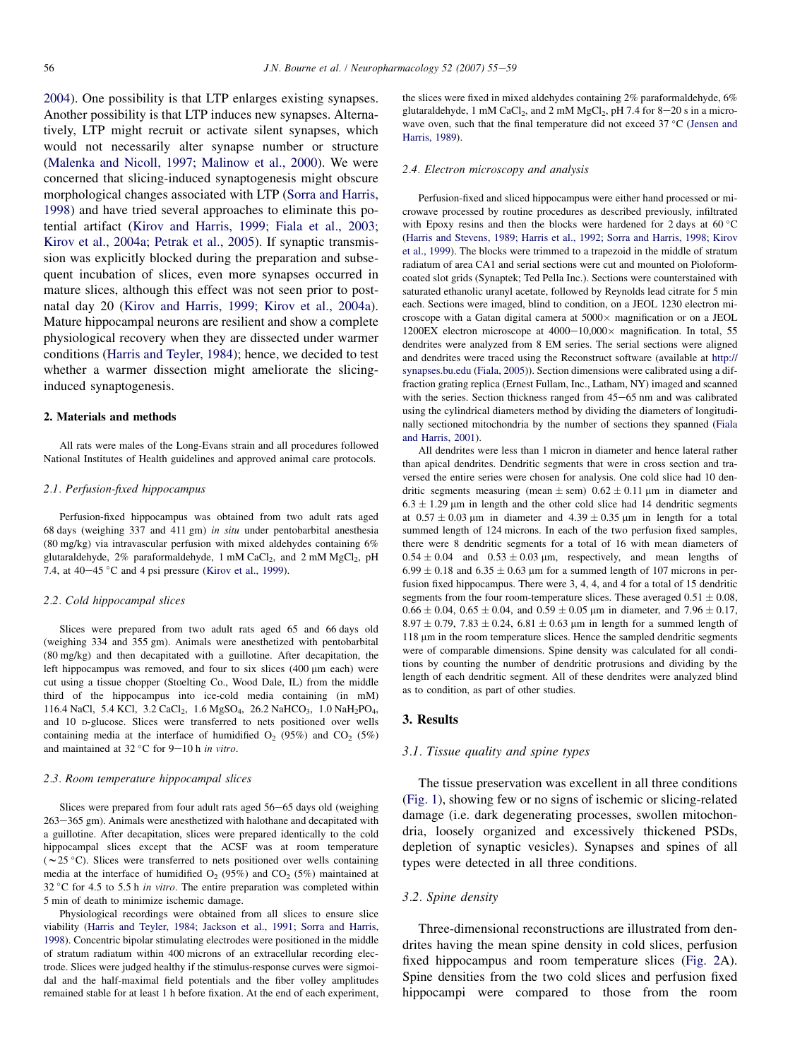2004). One possibility is that LTP enlarges existing synapses. Another possibility is that LTP induces new synapses. Alternatively, LTP might recruit or activate silent synapses, which would not necessarily alter synapse number or structure (Malenka and Nicoll, 1997; Malinow et al., 2000). We were concerned that slicing-induced synaptogenesis might obscure morphological changes associated with LTP (Sorra and Harris, 1998) and have tried several approaches to eliminate this potential artifact (Kirov and Harris, 1999; Fiala et al., 2003; Kirov et al., 2004a; Petrak et al., 2005). If synaptic transmission was explicitly blocked during the preparation and subsequent incubation of slices, even more synapses occurred in mature slices, although this effect was not seen prior to postnatal day 20 (Kirov and Harris, 1999; Kirov et al., 2004a). Mature hippocampal neurons are resilient and show a complete physiological recovery when they are dissected under warmer conditions (Harris and Teyler, 1984); hence, we decided to test whether a warmer dissection might ameliorate the slicing-induced synaptogenesis.

## 2. Materials and methods

All rats were males of the Long-Evans strain and all procedures followed National Institutes of Health guidelines and approved animal care protocols.

### 2.1. Perfusion-fixed hippocampus

Perfusion-fixed hippocampus was obtained from two adult rats aged 68 days (weighing 337 and 411 gm) *in situ* under pentobarbital anesthesia (80 mg/kg) via intravascular perfusion with mixed aldehydes containing 6% glutaraldehyde, 2% paraformaldehyde, 1 mM $CaCl_2$, and 2 mM $MgCl_2$, pH 7.4, at 40–45 °C and 4 psi pressure (Kirov et al., 1999).

### 2.2. Cold hippocampal slices

Slices were prepared from two adult rats aged 65 and 66 days old (weighing 334 and 355 gm). Animals were anesthetized with pentobarbital (80 mg/kg) and then decapitated with a guillotine. After decapitation, the left hippocampus was removed, and four to six slices (400 μm each) were cut using a tissue chopper (Stoelting Co., Wood Dale, IL) from the middle third of the hippocampus into ice-cold media containing (in mM) 116.4 NaCl, 5.4 KCl, 3.2 $CaCl_2$, 1.6 $MgSO_4$, 26.2 $NaHCO_3$, 1.0 $NaH_2PO_4$, and 10 D-glucose. Slices were transferred to nets positioned over wells containing media at the interface of humidified $O_2$ (95%) and $CO_2$ (5%) and maintained at 32 °C for 9–10 h *in vitro*.

### 2.3. Room temperature hippocampal slices

Slices were prepared from four adult rats aged 56–65 days old (weighing 263–365 gm). Animals were anesthetized with halothane and decapitated with a guillotine. After decapitation, slices were prepared identically to the cold hippocampal slices except that the ACSF was at room temperature (~25 °C). Slices were transferred to nets positioned over wells containing media at the interface of humidified $O_2$ (95%) and $CO_2$ (5%) maintained at 32 °C for 4.5 to 5.5 h *in vitro*. The entire preparation was completed within 5 min of death to minimize ischemic damage.

Physiological recordings were obtained from all slices to ensure slice viability (Harris and Teyler, 1984; Jackson et al., 1991; Sorra and Harris, 1998). Concentric bipolar stimulating electrodes were positioned in the middle of stratum radiatum within 400 microns of an extracellular recording electrode. Slices were judged healthy if the stimulus-response curves were sigmoidal and the half-maximal field potentials and the fiber volley amplitudes remained stable for at least 1 h before fixation. At the end of each experiment, the slices were fixed in mixed aldehydes containing 2% paraformaldehyde, 6% glutaraldehyde, 1 mM $CaCl_2$, and 2 mM $MgCl_2$, pH 7.4 for 8–20 s in a microwave oven, such that the final temperature did not exceed 37 °C (Jensen and Harris, 1989).

### 2.4. Electron microscopy and analysis

Perfusion-fixed and sliced hippocampus were either hand processed or microwave processed by routine procedures as described previously, infiltrated with Epoxy resins and then the blocks were hardened for 2 days at 60 °C (Harris and Stevens, 1989; Harris et al., 1992; Sorra and Harris, 1998; Kirov et al., 1999). The blocks were trimmed to a trapezoid in the middle of stratum radiatum of area CA1 and serial sections were cut and mounted on Pioloform-coated slot grids (Synaptek; Ted Pella Inc.). Sections were counterstained with saturated ethanolic uranyl acetate, followed by Reynolds lead citrate for 5 min each. Sections were imaged, blind to condition, on a JEOL 1230 electron microscope with a Gatan digital camera at 5000× magnification or on a JEOL 1200EX electron microscope at 4000–10,000× magnification. In total, 55 dendrites were analyzed from 8 EM series. The serial sections were aligned and dendrites were traced using the Reconstruct software (available at http://synapses.bu.edu (Fiala, 2005)). Section dimensions were calibrated using a diffraction grating replica (Ernest Fullam, Inc., Latham, NY) imaged and scanned with the series. Section thickness ranged from 45–65 nm and was calibrated using the cylindrical diameters method by dividing the diameters of longitudinally sectioned mitochondria by the number of sections they spanned (Fiala and Harris, 2001).

All dendrites were less than 1 micron in diameter and hence lateral rather than apical dendrites. Dendritic segments that were in cross section and traversed the entire series were chosen for analysis. One cold slice had 10 dendritic segments measuring (mean ± sem) 0.62 ± 0.11 μm in diameter and 6.3 ± 1.29 μm in length and the other cold slice had 14 dendritic segments at 0.57 ± 0.03 μm in diameter and 4.39 ± 0.35 μm in length for a total summed length of 124 microns. In each of the two perfusion fixed samples, there were 8 dendritic segments for a total of 16 with mean diameters of 0.54 ± 0.04 and 0.53 ± 0.03 μm, respectively, and mean lengths of 6.99 ± 0.18 and 6.35 ± 0.63 μm for a summed length of 107 microns in perfusion fixed hippocampus. There were 3, 4, 4, and 4 for a total of 15 dendritic segments from the four room-temperature slices. These averaged 0.51 ± 0.08, 0.66 ± 0.04, 0.65 ± 0.04, and 0.59 ± 0.05 μm in diameter, and 7.96 ± 0.17, 8.97 ± 0.79, 7.83 ± 0.24, 6.81 ± 0.63 μm in length for a summed length of 118 μm in the room temperature slices. Hence the sampled dendritic segments were of comparable dimensions. Spine density was calculated for all conditions by counting the number of dendritic protrusions and dividing by the length of each dendritic segment. All of these dendrites were analyzed blind as to condition, as part of other studies.

## 3. Results

### 3.1. Tissue quality and spine types

The tissue preservation was excellent in all three conditions (Fig. 1), showing few or no signs of ischemic or slicing-related damage (i.e. dark degenerating processes, swollen mitochondria, loosely organized and excessively thickened PSDs, depletion of synaptic vesicles). Synapses and spines of all types were detected in all three conditions.

### 3.2. Spine density

Three-dimensional reconstructions are illustrated from dendrites having the mean spine density in cold slices, perfusion fixed hippocampus and room temperature slices (Fig. 2A). Spine densities from the two cold slices and perfusion fixed hippocampi were compared to those from the room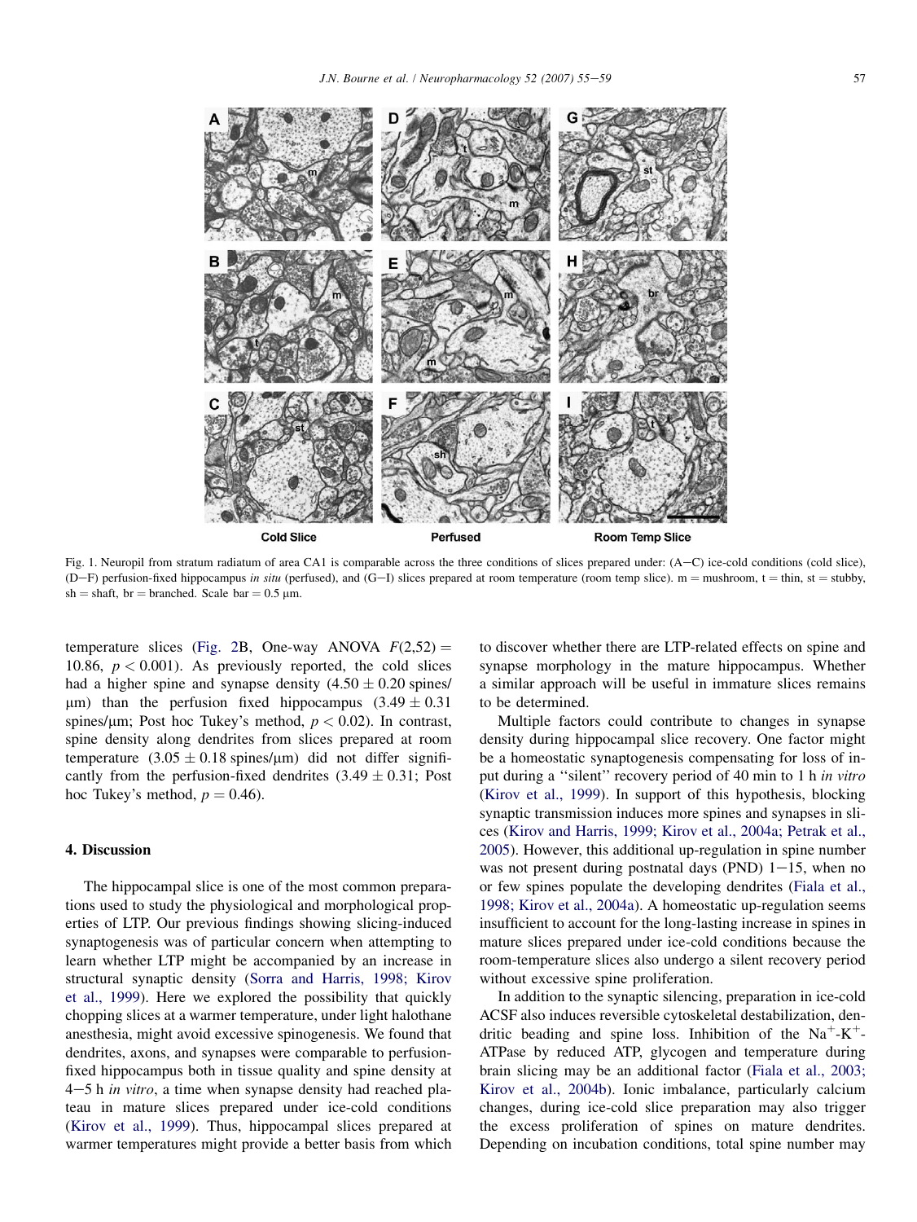Fig. 1. Neuropil from stratum radiatum of area CA1 is comparable across the three conditions of slices prepared under: (A–C) ice-cold conditions (cold slice), (D–F) perfusion-fixed hippocampus *in situ* (perfused), and (G–I) slices prepared at room temperature (room temp slice). m = mushroom, t = thin, st = stubby, sh = shaft, br = branched. Scale bar = 0.5 μm.

temperature slices (Fig. 2B, One-way ANOVA $F(2,52) = 10.86$, $p < 0.001$). As previously reported, the cold slices had a higher spine and synapse density ($4.50 \pm 0.20$ spines/μm) than the perfusion fixed hippocampus ($3.49 \pm 0.31$ spines/μm; Post hoc Tukey's method, $p < 0.02$). In contrast, spine density along dendrites from slices prepared at room temperature ($3.05 \pm 0.18$ spines/μm) did not differ significantly from the perfusion-fixed dendrites ($3.49 \pm 0.31$; Post hoc Tukey's method, $p = 0.46$).

## 4. Discussion

The hippocampal slice is one of the most common preparations used to study the physiological and morphological properties of LTP. Our previous findings showing slicing-induced synaptogenesis was of particular concern when attempting to learn whether LTP might be accompanied by an increase in structural synaptic density (Sorra and Harris, 1998; Kirov et al., 1999). Here we explored the possibility that quickly chopping slices at a warmer temperature, under light halothane anesthesia, might avoid excessive spinogenesis. We found that dendrites, axons, and synapses were comparable to perfusion-fixed hippocampus both in tissue quality and spine density at 4–5 h *in vitro*, a time when synapse density had reached plateau in mature slices prepared under ice-cold conditions (Kirov et al., 1999). Thus, hippocampal slices prepared at warmer temperatures might provide a better basis from which to discover whether there are LTP-related effects on spine and synapse morphology in the mature hippocampus. Whether a similar approach will be useful in immature slices remains to be determined.

Multiple factors could contribute to changes in synapse density during hippocampal slice recovery. One factor might be a homeostatic synaptogenesis compensating for loss of input during a ''silent'' recovery period of 40 min to 1 h *in vitro* (Kirov et al., 1999). In support of this hypothesis, blocking synaptic transmission induces more spines and synapses in slices (Kirov and Harris, 1999; Kirov et al., 2004a; Petrak et al., 2005). However, this additional up-regulation in spine number was not present during postnatal days (PND) 1–15, when no or few spines populate the developing dendrites (Fiala et al., 1998; Kirov et al., 2004a). A homeostatic up-regulation seems insufficient to account for the long-lasting increase in spines in mature slices prepared under ice-cold conditions because the room-temperature slices also undergo a silent recovery period without excessive spine proliferation.

In addition to the synaptic silencing, preparation in ice-cold ACSF also induces reversible cytoskeletal destabilization, dendritic beading and spine loss. Inhibition of the $Na^{+}$-$K^{+}$-ATPase by reduced ATP, glycogen and temperature during brain slicing may be an additional factor (Fiala et al., 2003; Kirov et al., 2004b). Ionic imbalance, particularly calcium changes, during ice-cold slice preparation may also trigger the excess proliferation of spines on mature dendrites. Depending on incubation conditions, total spine number may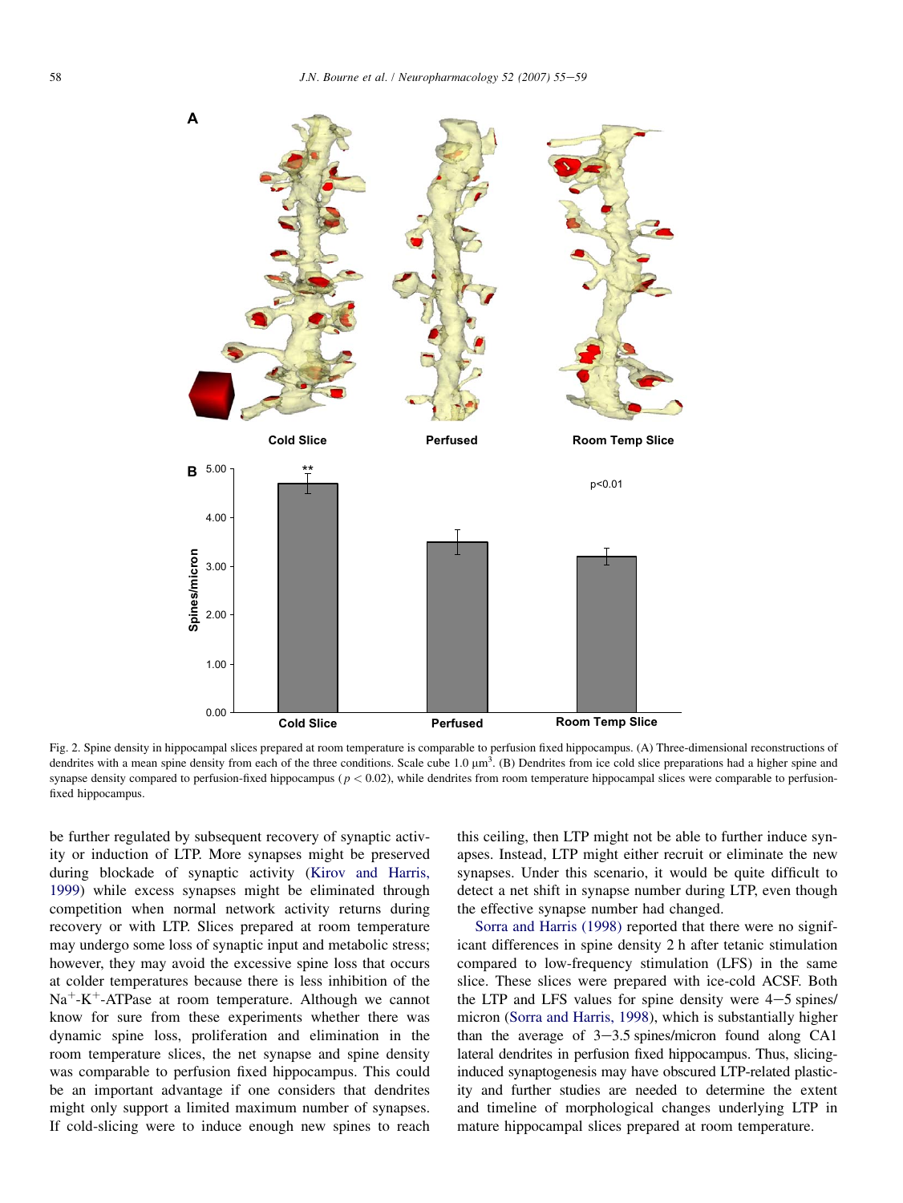Fig. 2. Spine density in hippocampal slices prepared at room temperature is comparable to perfusion fixed hippocampus. (A) Three-dimensional reconstructions of dendrites with a mean spine density from each of the three conditions. Scale cube 1.0 $\mu m^3$. (B) Dendrites from ice cold slice preparations had a higher spine and synapse density compared to perfusion-fixed hippocampus ($p < 0.02$), while dendrites from room temperature hippocampal slices were comparable to perfusion-fixed hippocampus.

be further regulated by subsequent recovery of synaptic activity or induction of LTP. More synapses might be preserved during blockade of synaptic activity (Kirov and Harris, 1999) while excess synapses might be eliminated through competition when normal network activity returns during recovery or with LTP. Slices prepared at room temperature may undergo some loss of synaptic input and metabolic stress; however, they may avoid the excessive spine loss that occurs at colder temperatures because there is less inhibition of the $Na^+$-$K^+$-ATPase at room temperature. Although we cannot know for sure from these experiments whether there was dynamic spine loss, proliferation and elimination in the room temperature slices, the net synapse and spine density was comparable to perfusion fixed hippocampus. This could be an important advantage if one considers that dendrites might only support a limited maximum number of synapses. If cold-slicing were to induce enough new spines to reach this ceiling, then LTP might not be able to further induce synapses. Instead, LTP might either recruit or eliminate the new synapses. Under this scenario, it would be quite difficult to detect a net shift in synapse number during LTP, even though the effective synapse number had changed.

Sorra and Harris (1998) reported that there were no significant differences in spine density 2 h after tetanic stimulation compared to low-frequency stimulation (LFS) in the same slice. These slices were prepared with ice-cold ACSF. Both the LTP and LFS values for spine density were 4–5 spines/micron (Sorra and Harris, 1998), which is substantially higher than the average of 3–3.5 spines/micron found along CA1 lateral dendrites in perfusion fixed hippocampus. Thus, slicing-induced synaptogenesis may have obscured LTP-related plasticity and further studies are needed to determine the extent and timeline of morphological changes underlying LTP in mature hippocampal slices prepared at room temperature.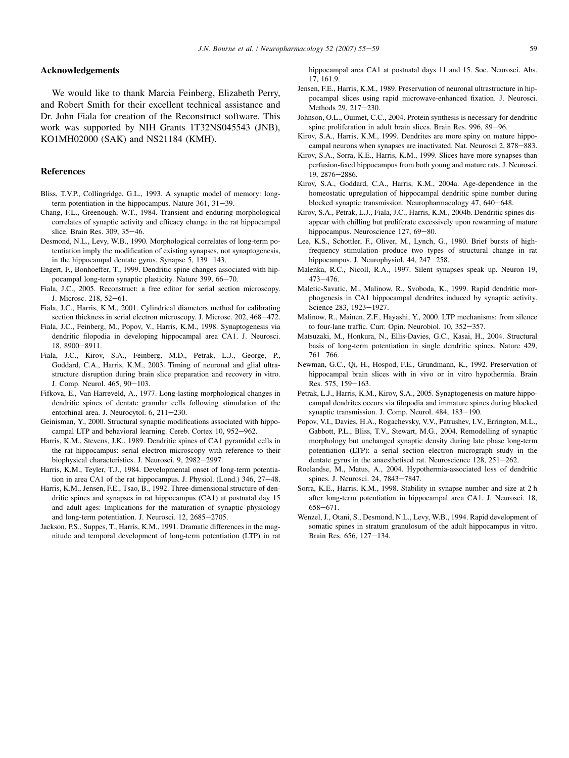## Acknowledgements

We would like to thank Marcia Feinberg, Elizabeth Perry, and Robert Smith for their excellent technical assistance and Dr. John Fiala for creation of the Reconstruct software. This work was supported by NIH Grants 1T32NS045543 (JNB), KO1MH02000 (SAK) and NS21184 (KMH).

## References

Bliss, T.V.P., Collingridge, G.L., 1993. A synaptic model of memory: long-term potentiation in the hippocampus. Nature 361, 31–39.

Chang, F.L., Greenough, W.T., 1984. Transient and enduring morphological correlates of synaptic activity and efficacy change in the rat hippocampal slice. Brain Res. 309, 35–46.

Desmond, N.L., Levy, W.B., 1990. Morphological correlates of long-term potentiation imply the modification of existing synapses, not synaptogenesis, in the hippocampal dentate gyrus. Synapse 5, 139–143.

Engert, F., Bonhoeffer, T., 1999. Dendritic spine changes associated with hippocampal long-term synaptic plasticity. Nature 399, 66–70.

Fiala, J.C., 2005. Reconstruct: a free editor for serial section microscopy. J. Microsc. 218, 52–61.

Fiala, J.C., Harris, K.M., 2001. Cylindrical diameters method for calibrating section thickness in serial electron microscopy. J. Microsc. 202, 468–472.

Fiala, J.C., Feinberg, M., Popov, V., Harris, K.M., 1998. Synaptogenesis via dendritic filopodia in developing hippocampal area CA1. J. Neurosci. 18, 8900–8911.

Fiala, J.C., Kirov, S.A., Feinberg, M.D., Petrak, L.J., George, P., Goddard, C.A., Harris, K.M., 2003. Timing of neuronal and glial ultrastructure disruption during brain slice preparation and recovery in vitro. J. Comp. Neurol. 465, 90–103.

Fifkova, E., Van Harreveld, A., 1977. Long-lasting morphological changes in dendritic spines of dentate granular cells following stimulation of the entorhinal area. J. Neurocytol. 6, 211–230.

Geinisman, Y., 2000. Structural synaptic modifications associated with hippocampal LTP and behavioral learning. Cereb. Cortex 10, 952–962.

Harris, K.M., Stevens, J.K., 1989. Dendritic spines of CA1 pyramidal cells in the rat hippocampus: serial electron microscopy with reference to their biophysical characteristics. J. Neurosci. 9, 2982–2997.

Harris, K.M., Teyler, T.J., 1984. Developmental onset of long-term potentiation in area CA1 of the rat hippocampus. J. Physiol. (Lond.) 346, 27–48.

Harris, K.M., Jensen, F.E., Tsao, B., 1992. Three-dimensional structure of dendritic spines and synapses in rat hippocampus (CA1) at postnatal day 15 and adult ages: Implications for the maturation of synaptic physiology and long-term potentiation. J. Neurosci. 12, 2685–2705.

Jackson, P.S., Suppes, T., Harris, K.M., 1991. Dramatic differences in the magnitude and temporal development of long-term potentiation (LTP) in rat hippocampal area CA1 at postnatal days 11 and 15. Soc. Neurosci. Abs. 17, 161.9.

Jensen, F.E., Harris, K.M., 1989. Preservation of neuronal ultrastructure in hippocampal slices using rapid microwave-enhanced fixation. J. Neurosci. Methods 29, 217–230.

Johnson, O.L., Ouimet, C.C., 2004. Protein synthesis is necessary for dendritic spine proliferation in adult brain slices. Brain Res. 996, 89–96.

Kirov, S.A., Harris, K.M., 1999. Dendrites are more spiny on mature hippocampal neurons when synapses are inactivated. Nat. Neurosci 2, 878–883.

Kirov, S.A., Sorra, K.E., Harris, K.M., 1999. Slices have more synapses than perfusion-fixed hippocampus from both young and mature rats. J. Neurosci. 19, 2876–2886.

Kirov, S.A., Goddard, C.A., Harris, K.M., 2004a. Age-dependence in the homeostatic upregulation of hippocampal dendritic spine number during blocked synaptic transmission. Neuropharmacology 47, 640–648.

Kirov, S.A., Petrak, L.J., Fiala, J.C., Harris, K.M., 2004b. Dendritic spines disappear with chilling but proliferate excessively upon rewarming of mature hippocampus. Neuroscience 127, 69–80.

Lee, K.S., Schottler, F., Oliver, M., Lynch, G., 1980. Brief bursts of high-frequency stimulation produce two types of structural change in rat hippocampus. J. Neurophysiol. 44, 247–258.

Malenka, R.C., Nicoll, R.A., 1997. Silent synapses speak up. Neuron 19, 473–476.

Maletic-Savatic, M., Malinow, R., Svoboda, K., 1999. Rapid dendritic morphogenesis in CA1 hippocampal dendrites induced by synaptic activity. Science 283, 1923–1927.

Malinow, R., Mainen, Z.F., Hayashi, Y., 2000. LTP mechanisms: from silence to four-lane traffic. Curr. Opin. Neurobiol. 10, 352–357.

Matsuzaki, M., Honkura, N., Ellis-Davies, G.C., Kasai, H., 2004. Structural basis of long-term potentiation in single dendritic spines. Nature 429, 761–766.

Newman, G.C., Qi, H., Hospod, F.E., Grundmann, K., 1992. Preservation of hippocampal brain slices with in vivo or in vitro hypothermia. Brain Res. 575, 159–163.

Petrak, L.J., Harris, K.M., Kirov, S.A., 2005. Synaptogenesis on mature hippocampal dendrites occurs via filopodia and immature spines during blocked synaptic transmission. J. Comp. Neurol. 484, 183–190.

Popov, V.I., Davies, H.A., Rogachevsky, V.V., Patrushev, I.V., Errington, M.L., Gabbott, P.L., Bliss, T.V., Stewart, M.G., 2004. Remodelling of synaptic morphology but unchanged synaptic density during late phase long-term potentiation (LTP): a serial section electron micrograph study in the dentate gyrus in the anaesthetised rat. Neuroscience 128, 251–262.

Roelandse, M., Matus, A., 2004. Hypothermia-associated loss of dendritic spines. J. Neurosci. 24, 7843–7847.

Sorra, K.E., Harris, K.M., 1998. Stability in synapse number and size at 2 h after long-term potentiation in hippocampal area CA1. J. Neurosci. 18, 658–671.

Wenzel, J., Otani, S., Desmond, N.L., Levy, W.B., 1994. Rapid development of somatic spines in stratum granulosum of the adult hippocampus in vitro. Brain Res. 656, 127–134.